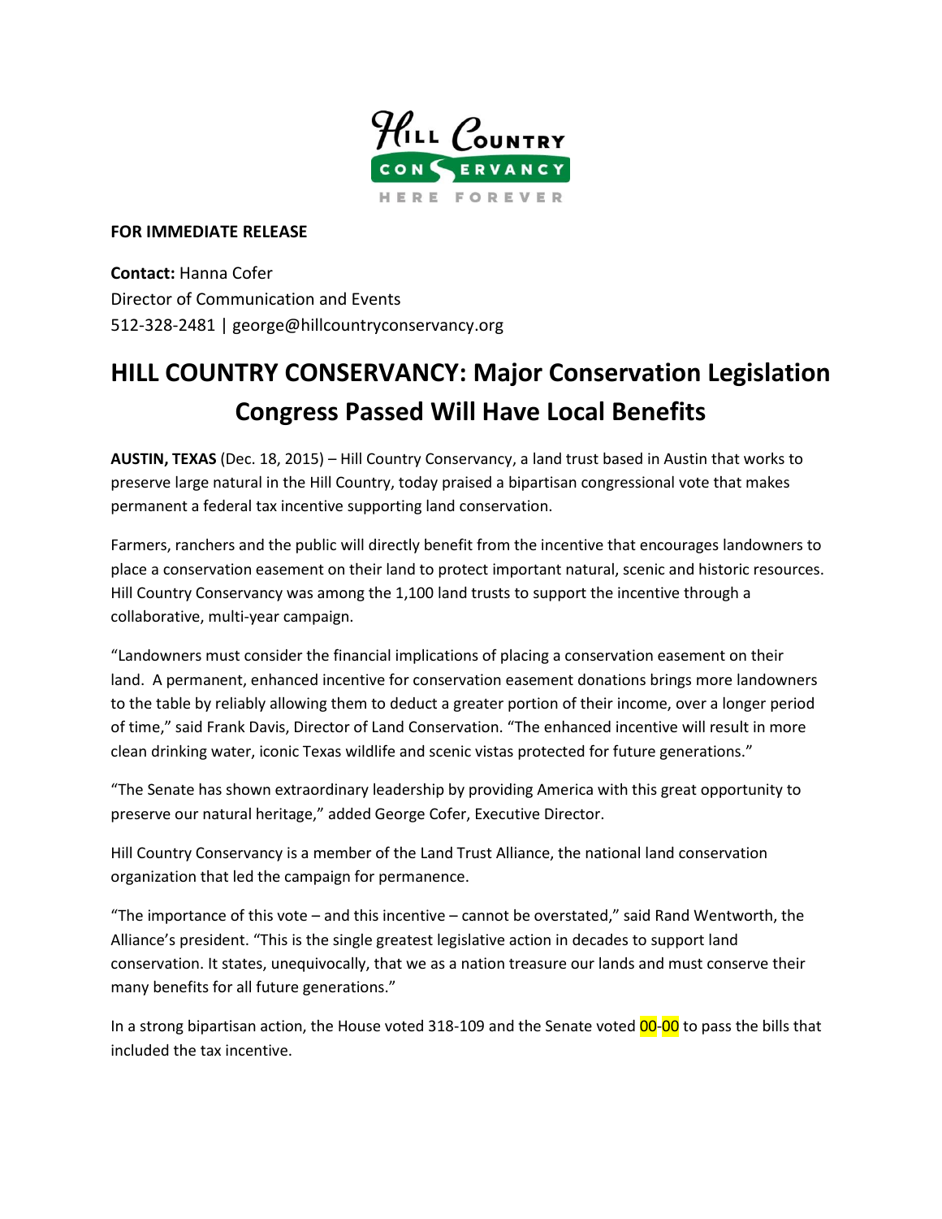Hill Country Conservancy — HERE FOREVER

**FOR IMMEDIATE RELEASE**

**Contact:** Hanna Cofer
Director of Communication and Events
512-328-2481 | george@hillcountryconservancy.org

# HILL COUNTRY CONSERVANCY: Major Conservation Legislation Congress Passed Will Have Local Benefits

**AUSTIN, TEXAS** (Dec. 18, 2015) – Hill Country Conservancy, a land trust based in Austin that works to preserve large natural in the Hill Country, today praised a bipartisan congressional vote that makes permanent a federal tax incentive supporting land conservation.

Farmers, ranchers and the public will directly benefit from the incentive that encourages landowners to place a conservation easement on their land to protect important natural, scenic and historic resources. Hill Country Conservancy was among the 1,100 land trusts to support the incentive through a collaborative, multi-year campaign.

"Landowners must consider the financial implications of placing a conservation easement on their land. A permanent, enhanced incentive for conservation easement donations brings more landowners to the table by reliably allowing them to deduct a greater portion of their income, over a longer period of time," said Frank Davis, Director of Land Conservation. "The enhanced incentive will result in more clean drinking water, iconic Texas wildlife and scenic vistas protected for future generations."

"The Senate has shown extraordinary leadership by providing America with this great opportunity to preserve our natural heritage," added George Cofer, Executive Director.

Hill Country Conservancy is a member of the Land Trust Alliance, the national land conservation organization that led the campaign for permanence.

"The importance of this vote – and this incentive – cannot be overstated," said Rand Wentworth, the Alliance's president. "This is the single greatest legislative action in decades to support land conservation. It states, unequivocally, that we as a nation treasure our lands and must conserve their many benefits for all future generations."

In a strong bipartisan action, the House voted 318-109 and the Senate voted 00-00 to pass the bills that included the tax incentive.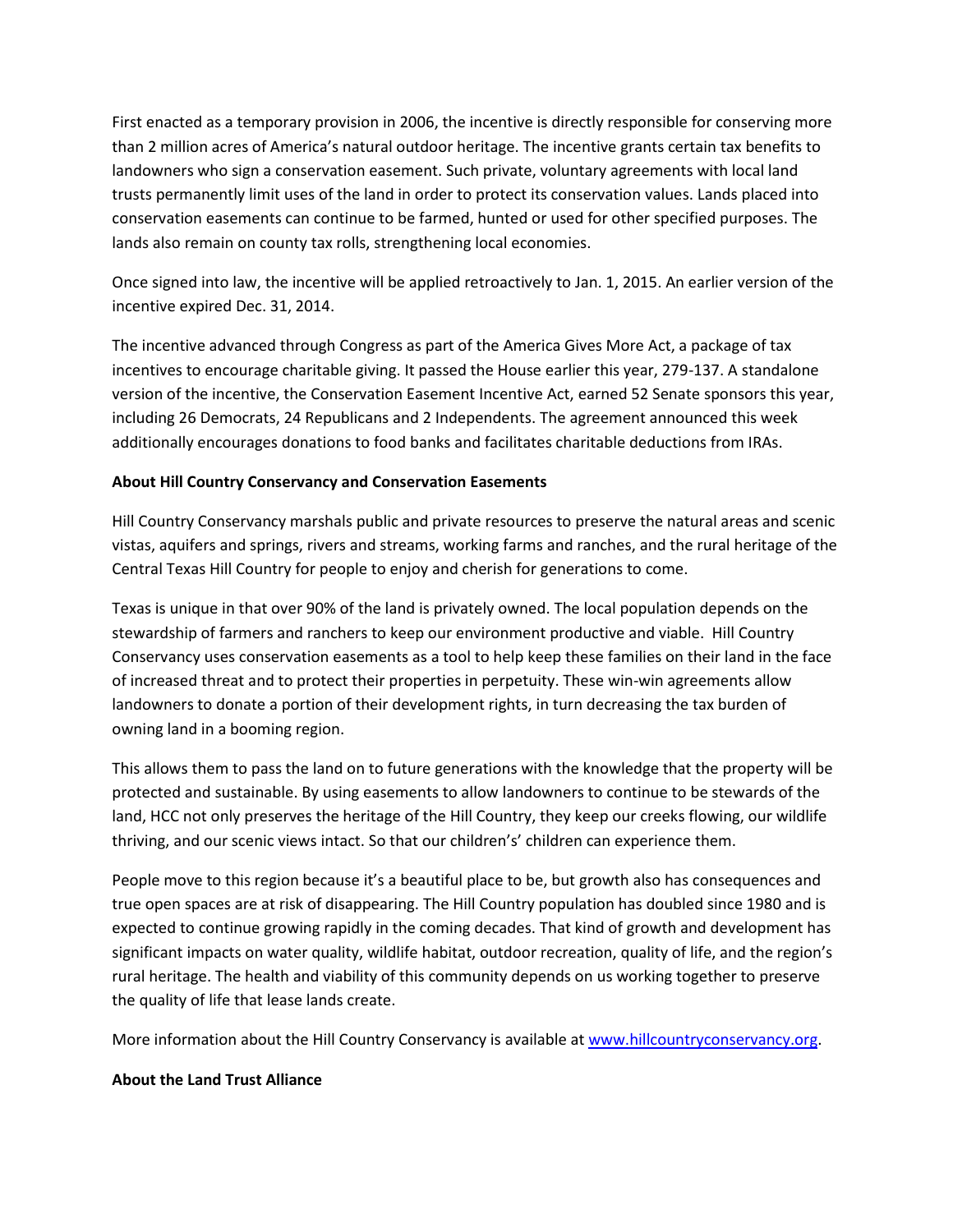First enacted as a temporary provision in 2006, the incentive is directly responsible for conserving more than 2 million acres of America's natural outdoor heritage. The incentive grants certain tax benefits to landowners who sign a conservation easement. Such private, voluntary agreements with local land trusts permanently limit uses of the land in order to protect its conservation values. Lands placed into conservation easements can continue to be farmed, hunted or used for other specified purposes. The lands also remain on county tax rolls, strengthening local economies.

Once signed into law, the incentive will be applied retroactively to Jan. 1, 2015. An earlier version of the incentive expired Dec. 31, 2014.

The incentive advanced through Congress as part of the America Gives More Act, a package of tax incentives to encourage charitable giving. It passed the House earlier this year, 279-137. A standalone version of the incentive, the Conservation Easement Incentive Act, earned 52 Senate sponsors this year, including 26 Democrats, 24 Republicans and 2 Independents. The agreement announced this week additionally encourages donations to food banks and facilitates charitable deductions from IRAs.

**About Hill Country Conservancy and Conservation Easements**

Hill Country Conservancy marshals public and private resources to preserve the natural areas and scenic vistas, aquifers and springs, rivers and streams, working farms and ranches, and the rural heritage of the Central Texas Hill Country for people to enjoy and cherish for generations to come.

Texas is unique in that over 90% of the land is privately owned. The local population depends on the stewardship of farmers and ranchers to keep our environment productive and viable. Hill Country Conservancy uses conservation easements as a tool to help keep these families on their land in the face of increased threat and to protect their properties in perpetuity. These win-win agreements allow landowners to donate a portion of their development rights, in turn decreasing the tax burden of owning land in a booming region.

This allows them to pass the land on to future generations with the knowledge that the property will be protected and sustainable. By using easements to allow landowners to continue to be stewards of the land, HCC not only preserves the heritage of the Hill Country, they keep our creeks flowing, our wildlife thriving, and our scenic views intact. So that our children's' children can experience them.

People move to this region because it's a beautiful place to be, but growth also has consequences and true open spaces are at risk of disappearing. The Hill Country population has doubled since 1980 and is expected to continue growing rapidly in the coming decades. That kind of growth and development has significant impacts on water quality, wildlife habitat, outdoor recreation, quality of life, and the region's rural heritage. The health and viability of this community depends on us working together to preserve the quality of life that lease lands create.

More information about the Hill Country Conservancy is available at [www.hillcountryconservancy.org](http://www.hillcountryconservancy.org).

**About the Land Trust Alliance**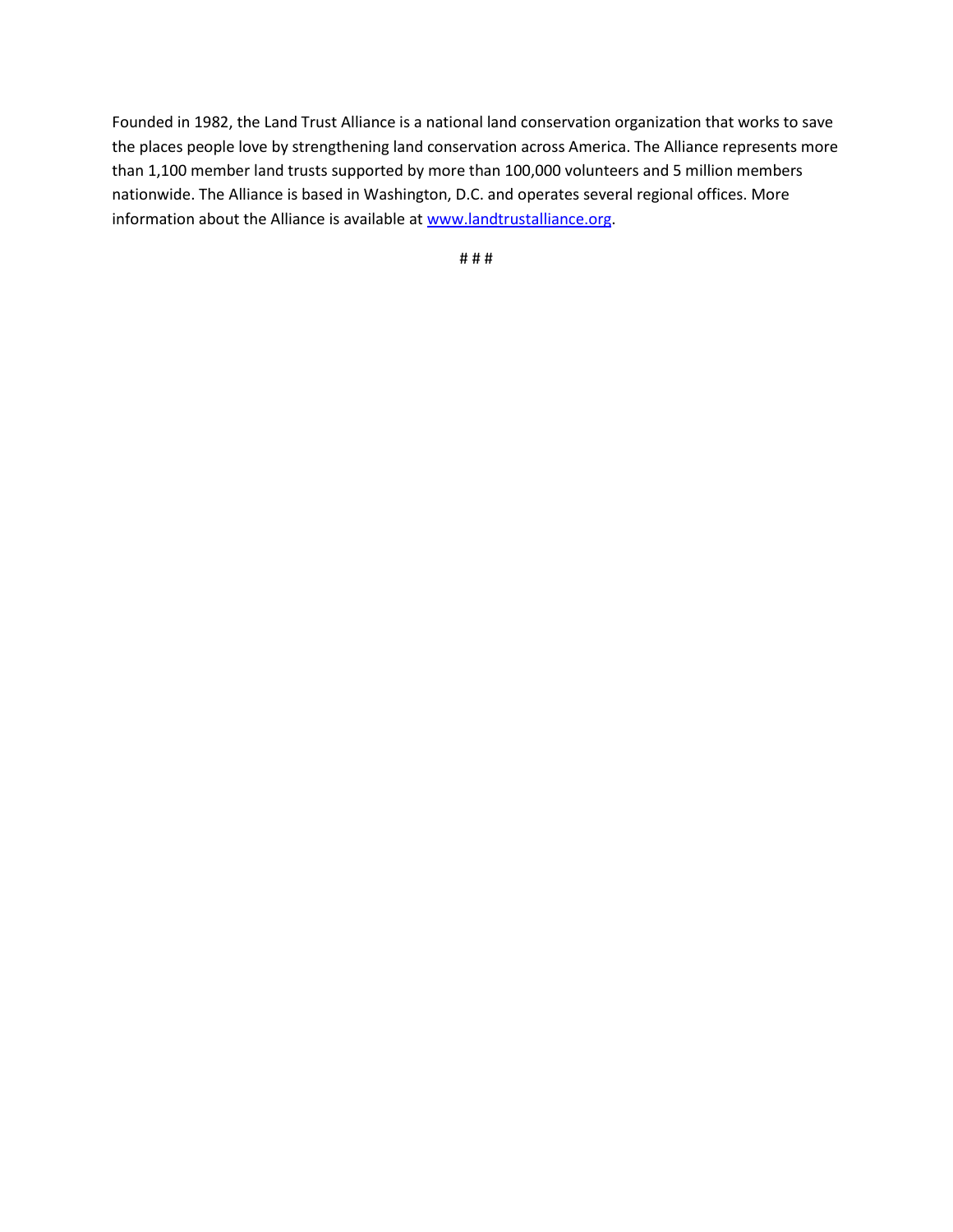Founded in 1982, the Land Trust Alliance is a national land conservation organization that works to save the places people love by strengthening land conservation across America. The Alliance represents more than 1,100 member land trusts supported by more than 100,000 volunteers and 5 million members nationwide. The Alliance is based in Washington, D.C. and operates several regional offices. More information about the Alliance is available at [www.landtrustalliance.org](http://www.landtrustalliance.org).

# # #